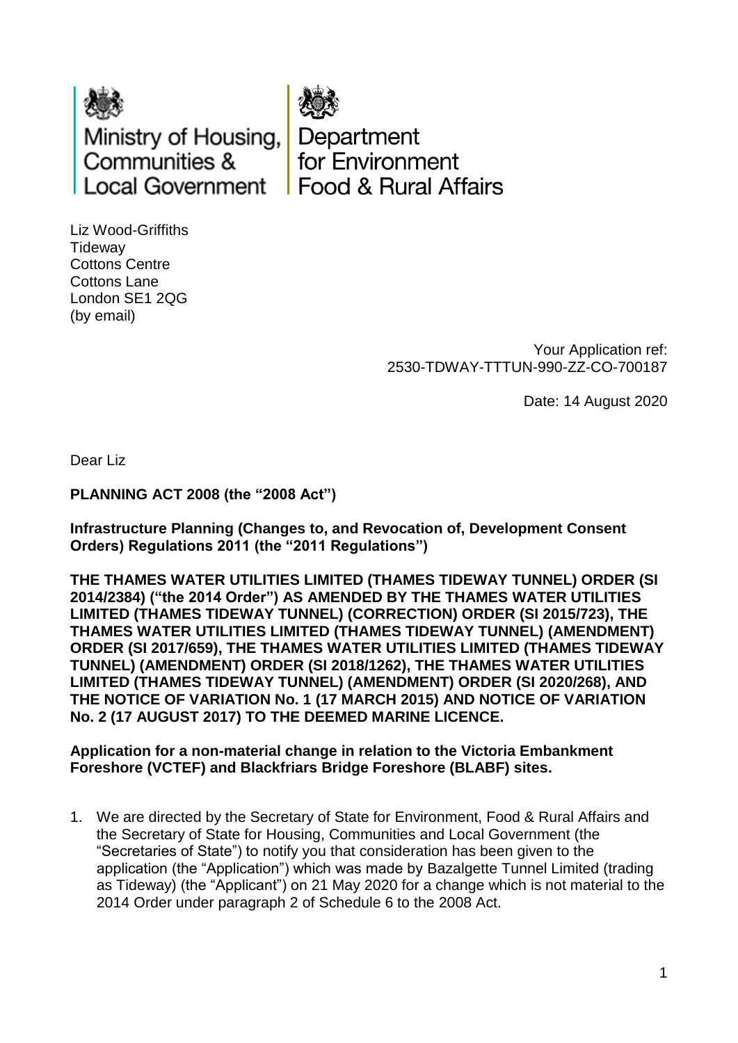Ministry of Housing, Communities & Local Government

Department for Environment Food & Rural Affairs

Liz Wood-Griffiths
Tideway
Cottons Centre
Cottons Lane
London SE1 2QG
(by email)

Your Application ref:
2530-TDWAY-TTTUN-990-ZZ-CO-700187

Date: 14 August 2020

Dear Liz

**PLANNING ACT 2008 (the "2008 Act")**

**Infrastructure Planning (Changes to, and Revocation of, Development Consent Orders) Regulations 2011 (the "2011 Regulations")**

**THE THAMES WATER UTILITIES LIMITED (THAMES TIDEWAY TUNNEL) ORDER (SI 2014/2384) ("the 2014 Order") AS AMENDED BY THE THAMES WATER UTILITIES LIMITED (THAMES TIDEWAY TUNNEL) (CORRECTION) ORDER (SI 2015/723), THE THAMES WATER UTILITIES LIMITED (THAMES TIDEWAY TUNNEL) (AMENDMENT) ORDER (SI 2017/659), THE THAMES WATER UTILITIES LIMITED (THAMES TIDEWAY TUNNEL) (AMENDMENT) ORDER (SI 2018/1262), THE THAMES WATER UTILITIES LIMITED (THAMES TIDEWAY TUNNEL) (AMENDMENT) ORDER (SI 2020/268), AND THE NOTICE OF VARIATION No. 1 (17 MARCH 2015) AND NOTICE OF VARIATION No. 2 (17 AUGUST 2017) TO THE DEEMED MARINE LICENCE.**

**Application for a non-material change in relation to the Victoria Embankment Foreshore (VCTEF) and Blackfriars Bridge Foreshore (BLABF) sites.**

1. We are directed by the Secretary of State for Environment, Food & Rural Affairs and the Secretary of State for Housing, Communities and Local Government (the "Secretaries of State") to notify you that consideration has been given to the application (the "Application") which was made by Bazalgette Tunnel Limited (trading as Tideway) (the "Applicant") on 21 May 2020 for a change which is not material to the 2014 Order under paragraph 2 of Schedule 6 to the 2008 Act.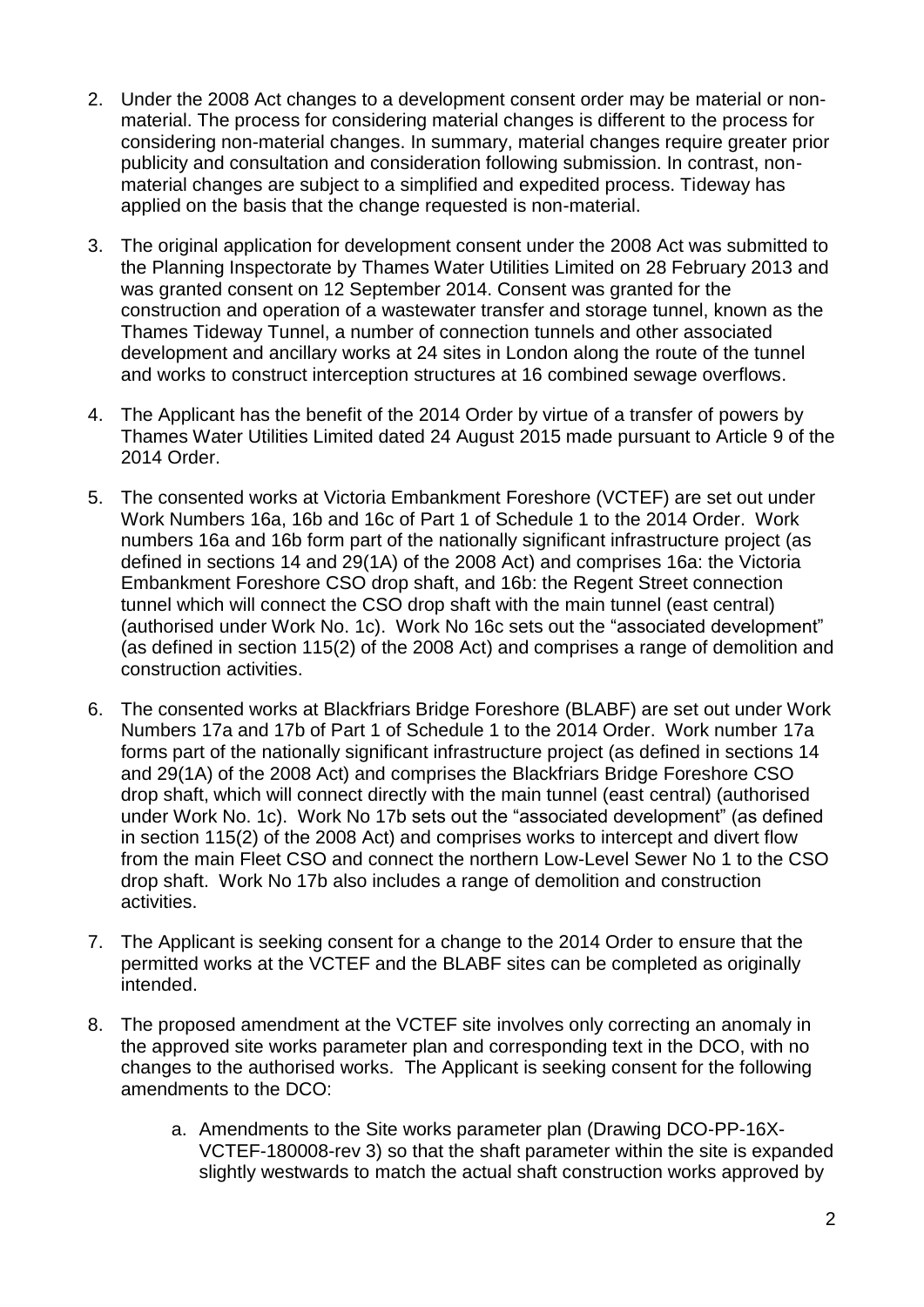2. Under the 2008 Act changes to a development consent order may be material or non-material. The process for considering material changes is different to the process for considering non-material changes. In summary, material changes require greater prior publicity and consultation and consideration following submission. In contrast, non-material changes are subject to a simplified and expedited process. Tideway has applied on the basis that the change requested is non-material.

3. The original application for development consent under the 2008 Act was submitted to the Planning Inspectorate by Thames Water Utilities Limited on 28 February 2013 and was granted consent on 12 September 2014. Consent was granted for the construction and operation of a wastewater transfer and storage tunnel, known as the Thames Tideway Tunnel, a number of connection tunnels and other associated development and ancillary works at 24 sites in London along the route of the tunnel and works to construct interception structures at 16 combined sewage overflows.

4. The Applicant has the benefit of the 2014 Order by virtue of a transfer of powers by Thames Water Utilities Limited dated 24 August 2015 made pursuant to Article 9 of the 2014 Order.

5. The consented works at Victoria Embankment Foreshore (VCTEF) are set out under Work Numbers 16a, 16b and 16c of Part 1 of Schedule 1 to the 2014 Order. Work numbers 16a and 16b form part of the nationally significant infrastructure project (as defined in sections 14 and 29(1A) of the 2008 Act) and comprises 16a: the Victoria Embankment Foreshore CSO drop shaft, and 16b: the Regent Street connection tunnel which will connect the CSO drop shaft with the main tunnel (east central) (authorised under Work No. 1c). Work No 16c sets out the "associated development" (as defined in section 115(2) of the 2008 Act) and comprises a range of demolition and construction activities.

6. The consented works at Blackfriars Bridge Foreshore (BLABF) are set out under Work Numbers 17a and 17b of Part 1 of Schedule 1 to the 2014 Order. Work number 17a forms part of the nationally significant infrastructure project (as defined in sections 14 and 29(1A) of the 2008 Act) and comprises the Blackfriars Bridge Foreshore CSO drop shaft, which will connect directly with the main tunnel (east central) (authorised under Work No. 1c). Work No 17b sets out the "associated development" (as defined in section 115(2) of the 2008 Act) and comprises works to intercept and divert flow from the main Fleet CSO and connect the northern Low-Level Sewer No 1 to the CSO drop shaft. Work No 17b also includes a range of demolition and construction activities.

7. The Applicant is seeking consent for a change to the 2014 Order to ensure that the permitted works at the VCTEF and the BLABF sites can be completed as originally intended.

8. The proposed amendment at the VCTEF site involves only correcting an anomaly in the approved site works parameter plan and corresponding text in the DCO, with no changes to the authorised works. The Applicant is seeking consent for the following amendments to the DCO:

   a. Amendments to the Site works parameter plan (Drawing DCO-PP-16X-VCTEF-180008-rev 3) so that the shaft parameter within the site is expanded slightly westwards to match the actual shaft construction works approved by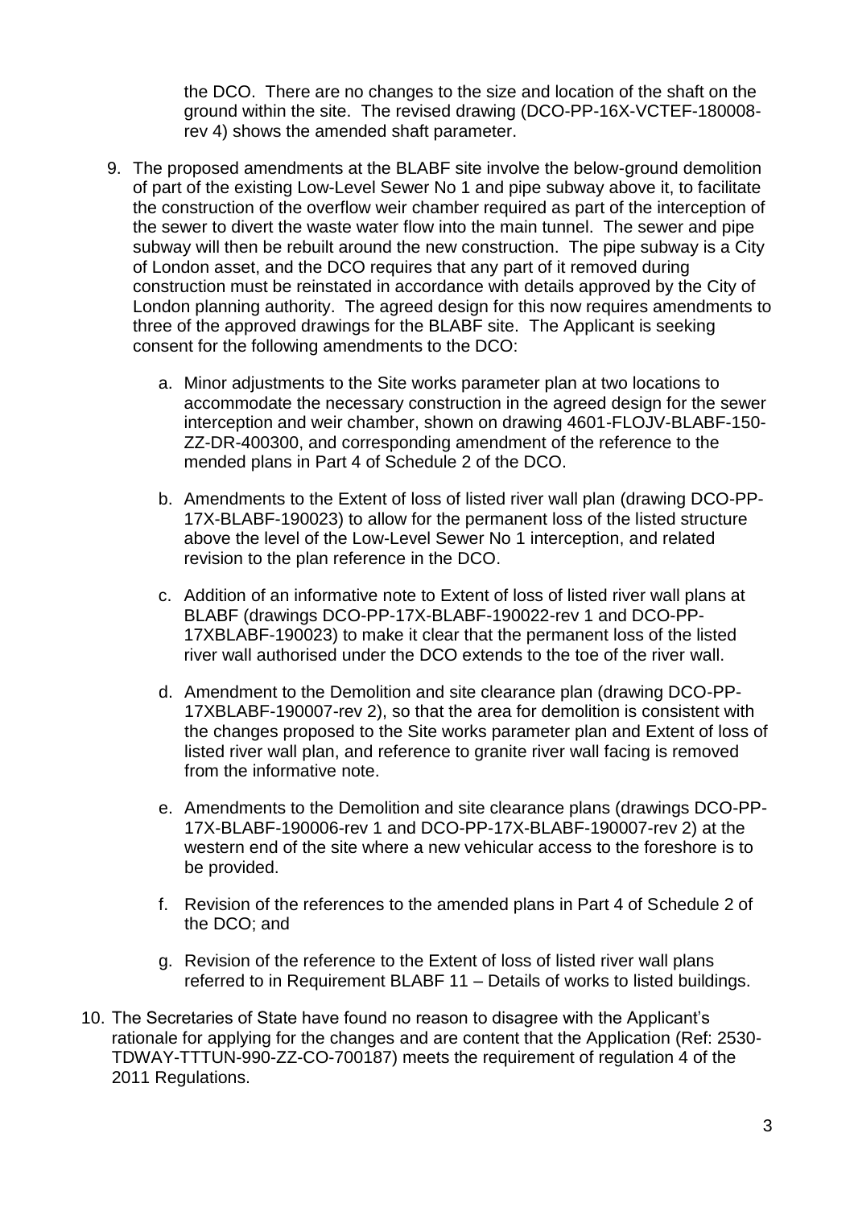the DCO. There are no changes to the size and location of the shaft on the ground within the site. The revised drawing (DCO-PP-16X-VCTEF-180008-rev 4) shows the amended shaft parameter.

9. The proposed amendments at the BLABF site involve the below-ground demolition of part of the existing Low-Level Sewer No 1 and pipe subway above it, to facilitate the construction of the overflow weir chamber required as part of the interception of the sewer to divert the waste water flow into the main tunnel. The sewer and pipe subway will then be rebuilt around the new construction. The pipe subway is a City of London asset, and the DCO requires that any part of it removed during construction must be reinstated in accordance with details approved by the City of London planning authority. The agreed design for this now requires amendments to three of the approved drawings for the BLABF site. The Applicant is seeking consent for the following amendments to the DCO:

   a. Minor adjustments to the Site works parameter plan at two locations to accommodate the necessary construction in the agreed design for the sewer interception and weir chamber, shown on drawing 4601-FLOJV-BLABF-150-ZZ-DR-400300, and corresponding amendment of the reference to the mended plans in Part 4 of Schedule 2 of the DCO.

   b. Amendments to the Extent of loss of listed river wall plan (drawing DCO-PP-17X-BLABF-190023) to allow for the permanent loss of the listed structure above the level of the Low-Level Sewer No 1 interception, and related revision to the plan reference in the DCO.

   c. Addition of an informative note to Extent of loss of listed river wall plans at BLABF (drawings DCO-PP-17X-BLABF-190022-rev 1 and DCO-PP-17XBLABF-190023) to make it clear that the permanent loss of the listed river wall authorised under the DCO extends to the toe of the river wall.

   d. Amendment to the Demolition and site clearance plan (drawing DCO-PP-17XBLABF-190007-rev 2), so that the area for demolition is consistent with the changes proposed to the Site works parameter plan and Extent of loss of listed river wall plan, and reference to granite river wall facing is removed from the informative note.

   e. Amendments to the Demolition and site clearance plans (drawings DCO-PP-17X-BLABF-190006-rev 1 and DCO-PP-17X-BLABF-190007-rev 2) at the western end of the site where a new vehicular access to the foreshore is to be provided.

   f. Revision of the references to the amended plans in Part 4 of Schedule 2 of the DCO; and

   g. Revision of the reference to the Extent of loss of listed river wall plans referred to in Requirement BLABF 11 – Details of works to listed buildings.

10. The Secretaries of State have found no reason to disagree with the Applicant's rationale for applying for the changes and are content that the Application (Ref: 2530-TDWAY-TTTUN-990-ZZ-CO-700187) meets the requirement of regulation 4 of the 2011 Regulations.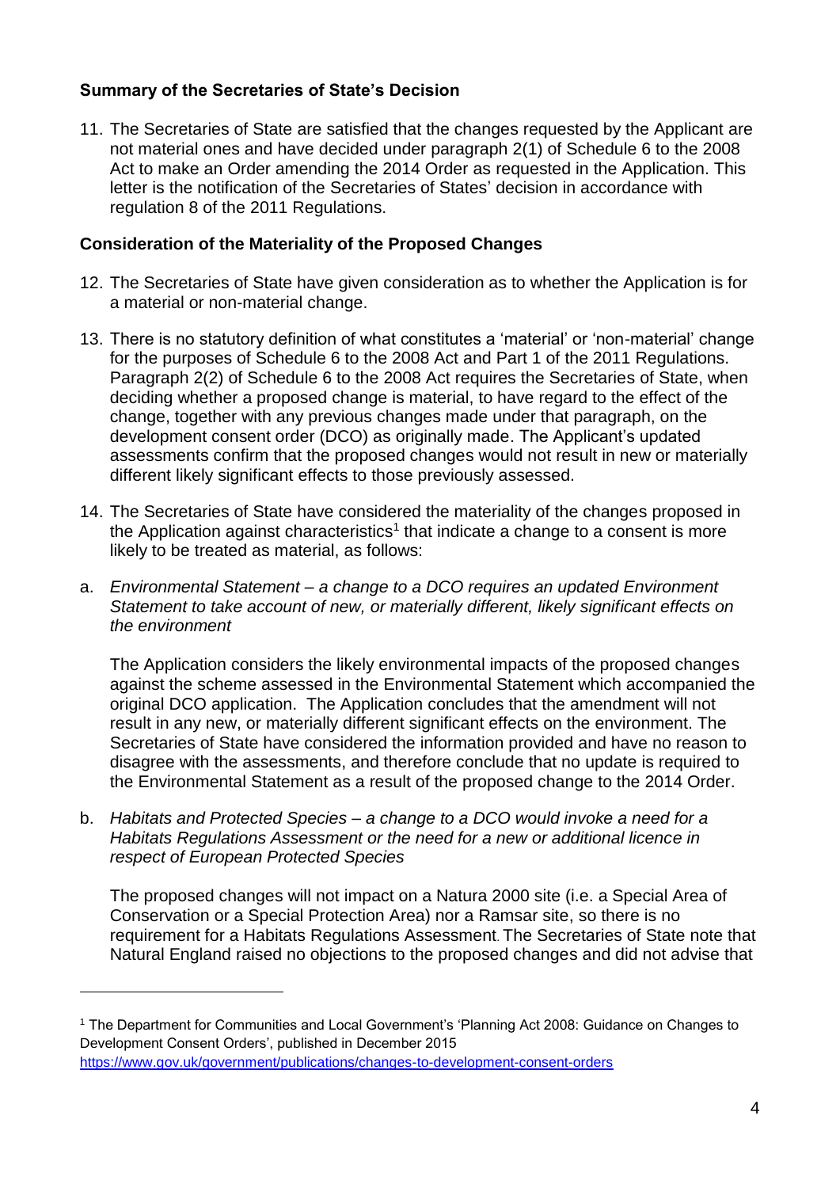**Summary of the Secretaries of State's Decision**

11. The Secretaries of State are satisfied that the changes requested by the Applicant are not material ones and have decided under paragraph 2(1) of Schedule 6 to the 2008 Act to make an Order amending the 2014 Order as requested in the Application. This letter is the notification of the Secretaries of States' decision in accordance with regulation 8 of the 2011 Regulations.

**Consideration of the Materiality of the Proposed Changes**

12. The Secretaries of State have given consideration as to whether the Application is for a material or non-material change.

13. There is no statutory definition of what constitutes a 'material' or 'non-material' change for the purposes of Schedule 6 to the 2008 Act and Part 1 of the 2011 Regulations. Paragraph 2(2) of Schedule 6 to the 2008 Act requires the Secretaries of State, when deciding whether a proposed change is material, to have regard to the effect of the change, together with any previous changes made under that paragraph, on the development consent order (DCO) as originally made. The Applicant's updated assessments confirm that the proposed changes would not result in new or materially different likely significant effects to those previously assessed.

14. The Secretaries of State have considered the materiality of the changes proposed in the Application against characteristics[1] that indicate a change to a consent is more likely to be treated as material, as follows:

a. *Environmental Statement – a change to a DCO requires an updated Environment Statement to take account of new, or materially different, likely significant effects on the environment*

   The Application considers the likely environmental impacts of the proposed changes against the scheme assessed in the Environmental Statement which accompanied the original DCO application. The Application concludes that the amendment will not result in any new, or materially different significant effects on the environment. The Secretaries of State have considered the information provided and have no reason to disagree with the assessments, and therefore conclude that no update is required to the Environmental Statement as a result of the proposed change to the 2014 Order.

b. *Habitats and Protected Species – a change to a DCO would invoke a need for a Habitats Regulations Assessment or the need for a new or additional licence in respect of European Protected Species*

   The proposed changes will not impact on a Natura 2000 site (i.e. a Special Area of Conservation or a Special Protection Area) nor a Ramsar site, so there is no requirement for a Habitats Regulations Assessment. The Secretaries of State note that Natural England raised no objections to the proposed changes and did not advise that

---

[1] The Department for Communities and Local Government's 'Planning Act 2008: Guidance on Changes to Development Consent Orders', published in December 2015 https://www.gov.uk/government/publications/changes-to-development-consent-orders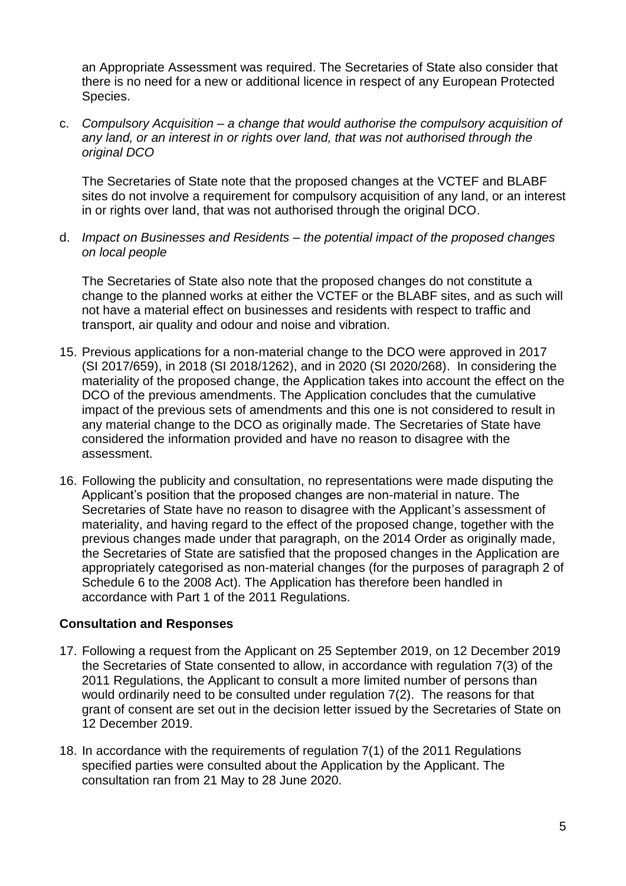an Appropriate Assessment was required. The Secretaries of State also consider that there is no need for a new or additional licence in respect of any European Protected Species.

c. *Compulsory Acquisition – a change that would authorise the compulsory acquisition of any land, or an interest in or rights over land, that was not authorised through the original DCO*

   The Secretaries of State note that the proposed changes at the VCTEF and BLABF sites do not involve a requirement for compulsory acquisition of any land, or an interest in or rights over land, that was not authorised through the original DCO.

d. *Impact on Businesses and Residents – the potential impact of the proposed changes on local people*

   The Secretaries of State also note that the proposed changes do not constitute a change to the planned works at either the VCTEF or the BLABF sites, and as such will not have a material effect on businesses and residents with respect to traffic and transport, air quality and odour and noise and vibration.

15. Previous applications for a non-material change to the DCO were approved in 2017 (SI 2017/659), in 2018 (SI 2018/1262), and in 2020 (SI 2020/268). In considering the materiality of the proposed change, the Application takes into account the effect on the DCO of the previous amendments. The Application concludes that the cumulative impact of the previous sets of amendments and this one is not considered to result in any material change to the DCO as originally made. The Secretaries of State have considered the information provided and have no reason to disagree with the assessment.

16. Following the publicity and consultation, no representations were made disputing the Applicant's position that the proposed changes are non-material in nature. The Secretaries of State have no reason to disagree with the Applicant's assessment of materiality, and having regard to the effect of the proposed change, together with the previous changes made under that paragraph, on the 2014 Order as originally made, the Secretaries of State are satisfied that the proposed changes in the Application are appropriately categorised as non-material changes (for the purposes of paragraph 2 of Schedule 6 to the 2008 Act). The Application has therefore been handled in accordance with Part 1 of the 2011 Regulations.

## Consultation and Responses

17. Following a request from the Applicant on 25 September 2019, on 12 December 2019 the Secretaries of State consented to allow, in accordance with regulation 7(3) of the 2011 Regulations, the Applicant to consult a more limited number of persons than would ordinarily need to be consulted under regulation 7(2). The reasons for that grant of consent are set out in the decision letter issued by the Secretaries of State on 12 December 2019.

18. In accordance with the requirements of regulation 7(1) of the 2011 Regulations specified parties were consulted about the Application by the Applicant. The consultation ran from 21 May to 28 June 2020.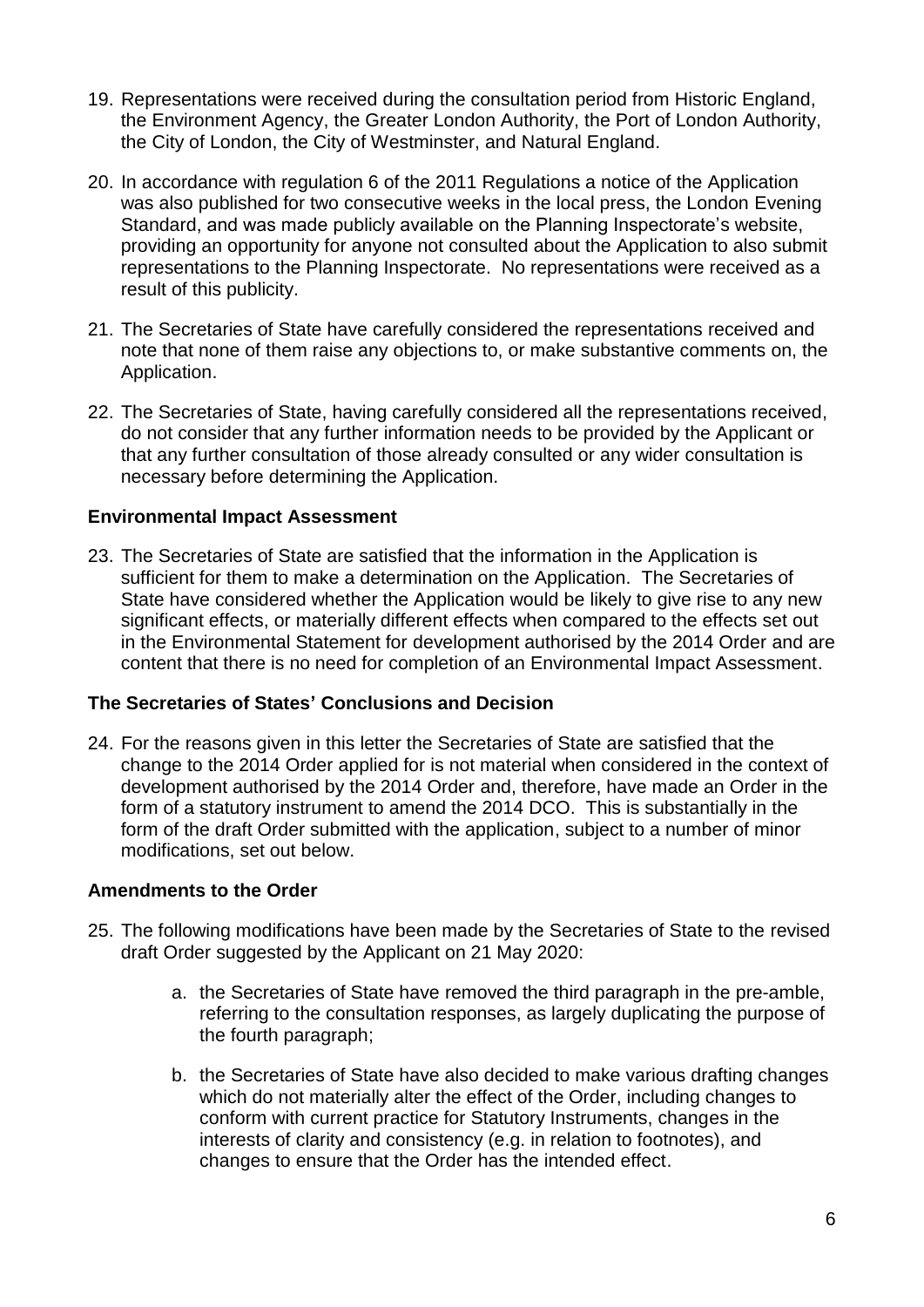19. Representations were received during the consultation period from Historic England, the Environment Agency, the Greater London Authority, the Port of London Authority, the City of London, the City of Westminster, and Natural England.

20. In accordance with regulation 6 of the 2011 Regulations a notice of the Application was also published for two consecutive weeks in the local press, the London Evening Standard, and was made publicly available on the Planning Inspectorate's website, providing an opportunity for anyone not consulted about the Application to also submit representations to the Planning Inspectorate. No representations were received as a result of this publicity.

21. The Secretaries of State have carefully considered the representations received and note that none of them raise any objections to, or make substantive comments on, the Application.

22. The Secretaries of State, having carefully considered all the representations received, do not consider that any further information needs to be provided by the Applicant or that any further consultation of those already consulted or any wider consultation is necessary before determining the Application.

### Environmental Impact Assessment

23. The Secretaries of State are satisfied that the information in the Application is sufficient for them to make a determination on the Application. The Secretaries of State have considered whether the Application would be likely to give rise to any new significant effects, or materially different effects when compared to the effects set out in the Environmental Statement for development authorised by the 2014 Order and are content that there is no need for completion of an Environmental Impact Assessment.

### The Secretaries of States' Conclusions and Decision

24. For the reasons given in this letter the Secretaries of State are satisfied that the change to the 2014 Order applied for is not material when considered in the context of development authorised by the 2014 Order and, therefore, have made an Order in the form of a statutory instrument to amend the 2014 DCO. This is substantially in the form of the draft Order submitted with the application, subject to a number of minor modifications, set out below.

### Amendments to the Order

25. The following modifications have been made by the Secretaries of State to the revised draft Order suggested by the Applicant on 21 May 2020:

    a. the Secretaries of State have removed the third paragraph in the pre-amble, referring to the consultation responses, as largely duplicating the purpose of the fourth paragraph;

    b. the Secretaries of State have also decided to make various drafting changes which do not materially alter the effect of the Order, including changes to conform with current practice for Statutory Instruments, changes in the interests of clarity and consistency (e.g. in relation to footnotes), and changes to ensure that the Order has the intended effect.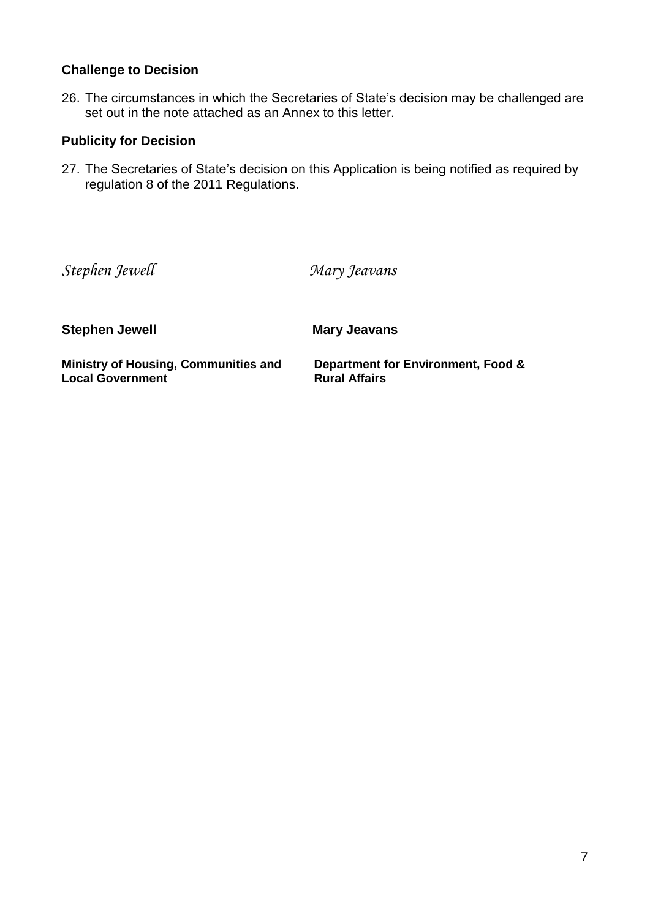### Challenge to Decision

26. The circumstances in which the Secretaries of State's decision may be challenged are set out in the note attached as an Annex to this letter.

### Publicity for Decision

27. The Secretaries of State's decision on this Application is being notified as required by regulation 8 of the 2011 Regulations.

*Stephen Jewell* *Mary Jeavans*

| **Stephen Jewell** | **Mary Jeavans** |
| --- | --- |
| **Ministry of Housing, Communities and Local Government** | **Department for Environment, Food & Rural Affairs** |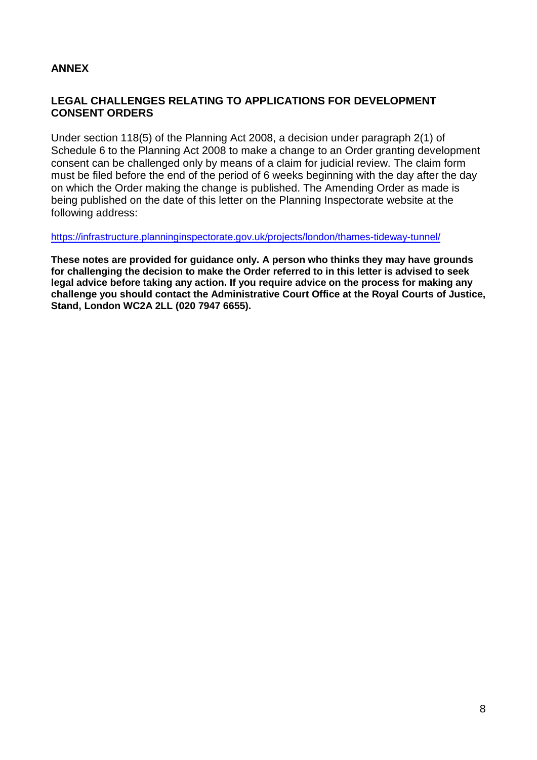**ANNEX**

**LEGAL CHALLENGES RELATING TO APPLICATIONS FOR DEVELOPMENT CONSENT ORDERS**

Under section 118(5) of the Planning Act 2008, a decision under paragraph 2(1) of Schedule 6 to the Planning Act 2008 to make a change to an Order granting development consent can be challenged only by means of a claim for judicial review. The claim form must be filed before the end of the period of 6 weeks beginning with the day after the day on which the Order making the change is published. The Amending Order as made is being published on the date of this letter on the Planning Inspectorate website at the following address:

https://infrastructure.planninginspectorate.gov.uk/projects/london/thames-tideway-tunnel/

**These notes are provided for guidance only. A person who thinks they may have grounds for challenging the decision to make the Order referred to in this letter is advised to seek legal advice before taking any action. If you require advice on the process for making any challenge you should contact the Administrative Court Office at the Royal Courts of Justice, Stand, London WC2A 2LL (020 7947 6655).**